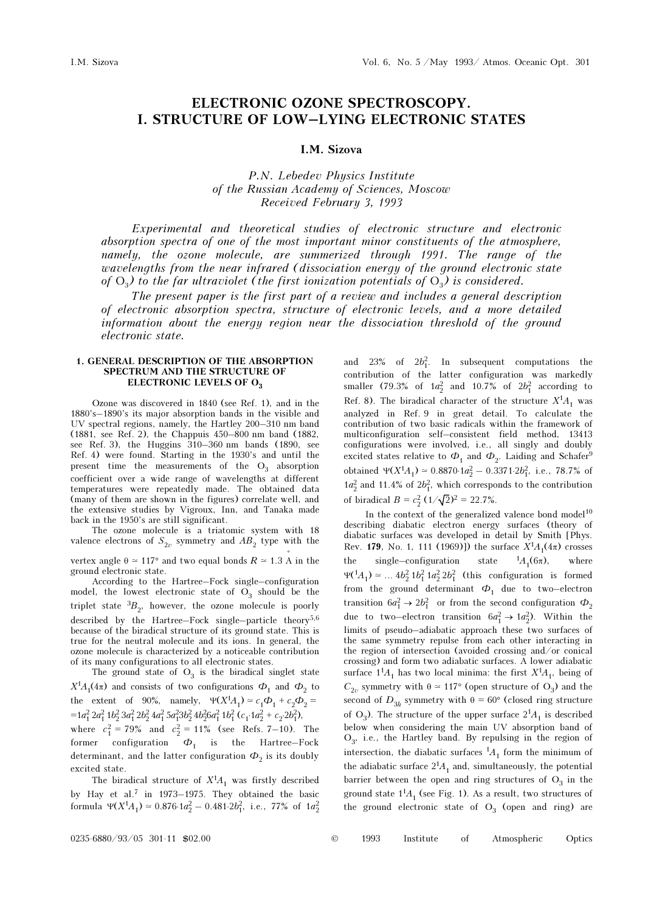# ELECTRONIC OZONE SPECTROSCOPY. I. STRUCTURE OF LOW–LYING ELECTRONIC STATES

## I.M. Sizova

*P.N. Lebedev Physics Institute*
*of the Russian Academy of Sciences, Moscow*
*Received February 3, 1993*

*Experimental and theoretical studies of electronic structure and electronic absorption spectra of one of the most important minor constituents of the atmosphere, namely, the ozone molecule, are summerized through 1991. The range of the wavelengths from the near infrared (dissociation energy of the ground electronic state of $O_3$) to the far ultraviolet (the first ionization potentials of $O_3$) is considered.*

*The present paper is the first part of a review and includes a general description of electronic absorption spectra, structure of electronic levels, and a more detailed information about the energy region near the dissociation threshold of the ground electronic state.*

### 1. GENERAL DESCRIPTION OF THE ABSORPTION SPECTRUM AND THE STRUCTURE OF ELECTRONIC LEVELS OF $O_3$

Ozone was discovered in 1840 (see Ref. 1), and in the 1880's–1890's its major absorption bands in the visible and UV spectral regions, namely, the Hartley 200–310 nm band (1881, see Ref. 2), the Chappuis 450–800 nm band (1882, see Ref. 3), the Huggins 310–360 nm bands (1890, see Ref. 4) were found. Starting in the 1930's and until the present time the measurements of the $O_3$ absorption coefficient over a wide range of wavelengths at different temperatures were repeatedly made. The obtained data (many of them are shown in the figures) correlate well, and the extensive studies by Vigroux, Inn, and Tanaka made back in the 1950's are still significant.

The ozone molecule is a triatomic system with 18 valence electrons of $S_{2v}$ symmetry and $AB_2$ type with the vertex angle $\theta \simeq 117°$ and two equal bonds $R \simeq 1.3$ Å in the ground electronic state.

According to the Hartree–Fock single–configuration model, the lowest electronic state of $O_3$ should be the triplet state $^3B_2$, however, the ozone molecule is poorly described by the Hartree–Fock single–particle theory[5,6] because of the biradical structure of its ground state. This is true for the neutral molecule and its ions. In general, the ozone molecule is characterized by a noticeable contribution of its many configurations to all electronic states.

The ground state of $O_3$ is the biradical singlet state $X^1A_1(4\pi)$ and consists of two configurations $\Phi_1$ and $\Phi_2$ to the extent of 90%, namely, $\Psi(X^1A_1) \simeq c_1\Phi_1 + c_2\Phi_2 = 1a_1^2\,2a_1^2\,1b_2^2\,3a_1^2\,2b_2^2\,4a_1^2\,5a_1^2 3b_2^2\,4b_2^2 6a_1^2\,1b_1^2\,(c_1{\cdot}1a_2^2 + c_2{\cdot}2b_1^2)$, where $c_1^2 = 79\%$ and $c_2^2 = 11\%$ (see Refs. 7–10). The former configuration $\Phi_1$ is the Hartree–Fock determinant, and the latter configuration $\Phi_2$ is its doubly excited state.

The biradical structure of $X^1A_1$ was firstly described by Hay et al.[7] in 1973–1975. They obtained the basic formula $\Psi(X^1A_1) \simeq 0.876{\cdot}1a_2^2 - 0.481{\cdot}2b_1^2$, i.e., 77% of $1a_2^2$ and 23% of $2b_1^2$. In subsequent computations the contribution of the latter configuration was markedly smaller (79.3% of $1a_2^2$ and 10.7% of $2b_1^2$ according to Ref. 8). The biradical character of the structure $X^1A_1$ was analyzed in Ref. 9 in great detail. To calculate the contribution of two basic radicals within the framework of multiconfiguration self–consistent field method, 13413 configurations were involved, i.e., all singly and doubly excited states relative to $\Phi_1$ and $\Phi_2$. Laiding and Schafer[9] obtained $\Psi(X^1A_1) \simeq 0.8870{\cdot}1a_2^2 - 0.3371{\cdot}2b_1^2$, i.e., 78.7% of $1a_2^2$ and 11.4% of $2b_1^2$, which corresponds to the contribution of biradical $B = c_2^2\,(1/\sqrt{2})^2 = 22.7\%$.

In the context of the generalized valence bond model[10] describing diabatic electron energy surfaces (theory of diabatic surfaces was developed in detail by Smith [Phys. Rev. **179**, No. 1, 111 (1969)]) the surface $X^1A_1(4\pi)$ crosses the single–configuration state $^1A_1(6\pi)$, where $\Psi(^1A_1) \simeq \ldots 4b_2^2\,1b_1^2\,1a_2^2\,2b_1^2$ (this configuration is formed from the ground determinant $\Phi_1$ due to two–electron transition $6a_1^2 \to 2b_1^2$ or from the second configuration $\Phi_2$ due to two–electron transition $6a_1^2 \to 1a_2^2$). Within the limits of pseudo–adiabatic approach these two surfaces of the same symmetry repulse from each other interacting in the region of intersection (avoided crossing and/or conical crossing) and form two adiabatic surfaces. A lower adiabatic surface $1^1A_1$ has two local minima: the first $X^1A_1$, being of $C_{2v}$ symmetry with $\theta \simeq 117°$ (open structure of $O_3$) and the second of $D_{3h}$ symmetry with $\theta = 60°$ (closed ring structure of $O_3$). The structure of the upper surface $2^1A_1$ is described below when considering the main UV absorption band of $O_3$, i.e., the Hartley band. By repulsing in the region of intersection, the diabatic surfaces $^1A_1$ form the minimum of the adiabatic surface $2^1A_1$ and, simultaneously, the potential barrier between the open and ring structures of $O_3$ in the ground state $1^1A_1$ (see Fig. 1). As a result, two structures of the ground electronic state of $O_3$ (open and ring) are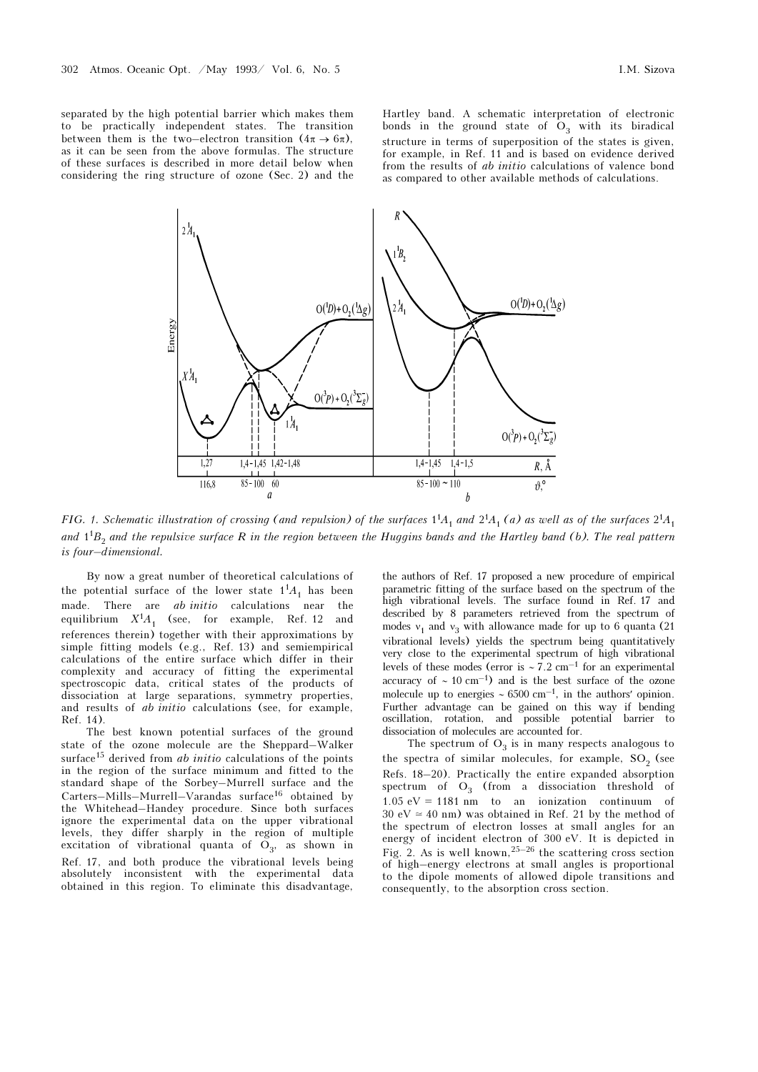separated by the high potential barrier which makes them to be practically independent states. The transition between them is the two–electron transition ($4\pi \rightarrow 6\pi$), as it can be seen from the above formulas. The structure of these surfaces is described in more detail below when considering the ring structure of ozone (Sec. 2) and the Hartley band. A schematic interpretation of electronic bonds in the ground state of $O_3$ with its biradical structure in terms of superposition of the states is given, for example, in Ref. 11 and is based on evidence derived from the results of *ab initio* calculations of valence bond as compared to other available methods of calculations.

*FIG. 1. Schematic illustration of crossing (and repulsion) of the surfaces $1^1A_1$ and $2^1A_1$ (a) as well as of the surfaces $2^1A_1$ and $1^1B_2$ and the repulsive surface R in the region between the Huggins bands and the Hartley band (b). The real pattern is four–dimensional.*

By now a great number of theoretical calculations of the potential surface of the lower state $1^1A_1$ has been made. There are *ab initio* calculations near the equilibrium $X^1A_1$ (see, for example, Ref. 12 and references therein) together with their approximations by simple fitting models (e.g., Ref. 13) and semiempirical calculations of the entire surface which differ in their complexity and accuracy of fitting the experimental spectroscopic data, critical states of the products of dissociation at large separations, symmetry properties, and results of *ab initio* calculations (see, for example, Ref. 14).

The best known potential surfaces of the ground state of the ozone molecule are the Sheppard–Walker surface[15] derived from *ab initio* calculations of the points in the region of the surface minimum and fitted to the standard shape of the Sorbey–Murrell surface and the Carters–Mills–Murrell–Varandas surface[16] obtained by the Whitehead–Handey procedure. Since both surfaces ignore the experimental data on the upper vibrational levels, they differ sharply in the region of multiple excitation of vibrational quanta of $O_3$, as shown in Ref. 17, and both produce the vibrational levels being absolutely inconsistent with the experimental data obtained in this region. To eliminate this disadvantage, the authors of Ref. 17 proposed a new procedure of empirical parametric fitting of the surface based on the spectrum of the high vibrational levels. The surface found in Ref. 17 and described by 8 parameters retrieved from the spectrum of modes $\nu_1$ and $\nu_3$ with allowance made for up to 6 quanta (21 vibrational levels) yields the spectrum being quantitatively very close to the experimental spectrum of high vibrational levels of these modes (error is $\sim 7.2$ cm$^{-1}$ for an experimental accuracy of $\sim 10$ cm$^{-1}$) and is the best surface of the ozone molecule up to energies $\sim 6500$ cm$^{-1}$, in the authors' opinion. Further advantage can be gained on this way if bending oscillation, rotation, and possible potential barrier to dissociation of molecules are accounted for.

The spectrum of $O_3$ is in many respects analogous to the spectra of similar molecules, for example, $SO_2$ (see Refs. 18–20). Practically the entire expanded absorption spectrum of $O_3$ (from a dissociation threshold of 1.05 eV = 1181 nm to an ionization continuum of 30 eV $\simeq$ 40 nm) was obtained in Ref. 21 by the method of the spectrum of electron losses at small angles for an energy of incident electron of 300 eV. It is depicted in Fig. 2. As is well known,[25–26] the scattering cross section of high–energy electrons at small angles is proportional to the dipole moments of allowed dipole transitions and consequently, to the absorption cross section.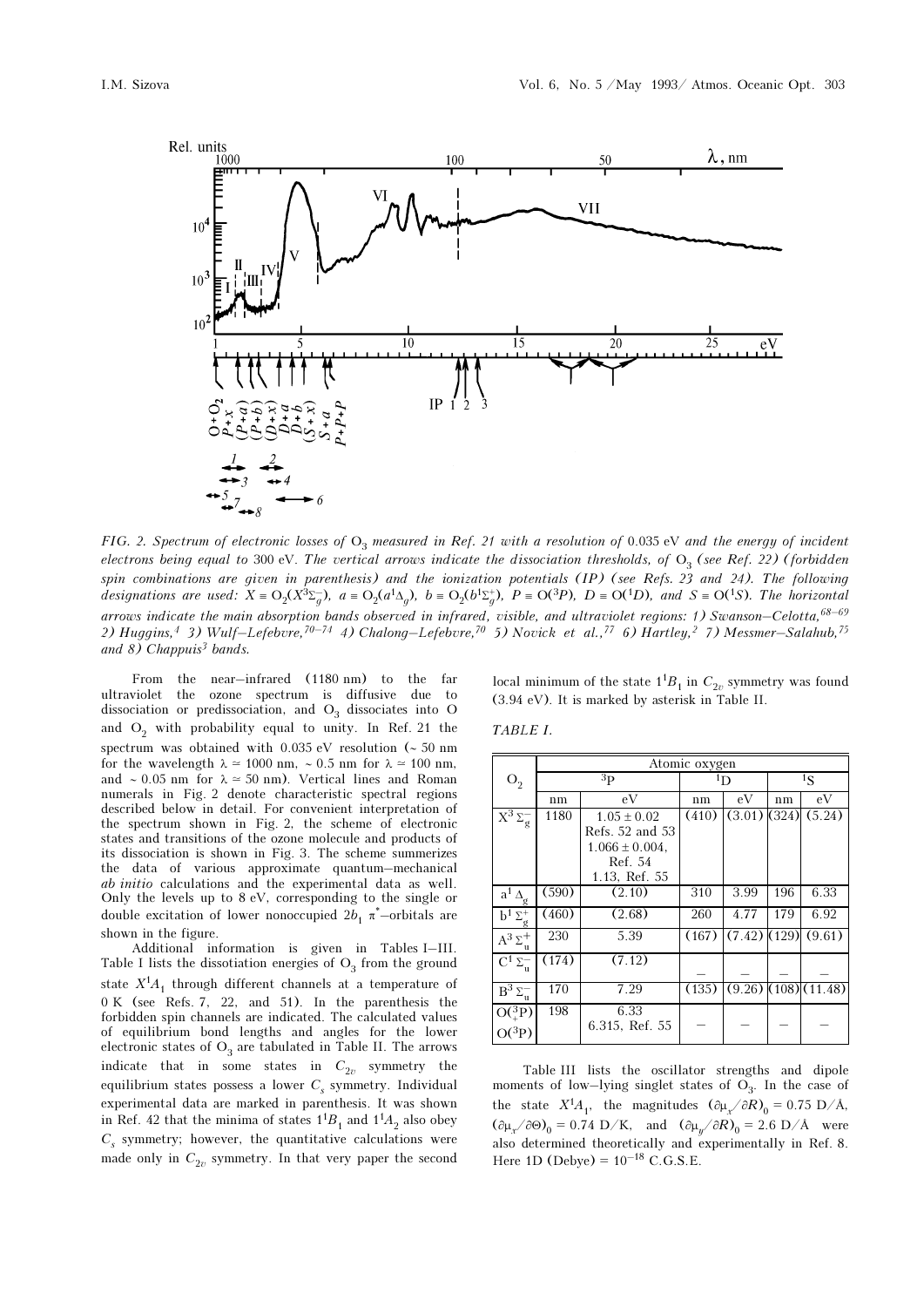FIG. 2. *Spectrum of electronic losses of* $O_3$ *measured in Ref. 21 with a resolution of* 0.035 eV *and the energy of incident electrons being equal to* 300 eV. *The vertical arrows indicate the dissociation thresholds, of* $O_3$ *(see Ref. 22) (forbidden spin combinations are given in parenthesis) and the ionization potentials (IP) (see Refs. 23 and 24). The following designations are used:* $X \equiv O_2(X^3\Sigma_g^-)$, $a \equiv O_2(a^1\Delta_g)$, $b \equiv O_2(b^1\Sigma_g^+)$, $P \equiv O(^3P)$, $D \equiv O(^1D)$, *and* $S \equiv O(^1S)$. *The horizontal arrows indicate the main absorption bands observed in infrared, visible, and ultraviolet regions: 1) Swanson–Celotta,*[68–69] *2) Huggins,*[4] *3) Wulf–Lefebvre,*[70–74] *4) Chalong–Lefebvre,*[70] *5) Novick et al.,*[77] *6) Hartley,*[2] *7) Messmer–Salahub,*[75] *and 8) Chappuis*[3] *bands.*

From the near–infrared (1180 nm) to the far ultraviolet the ozone spectrum is diffusive due to dissociation or predissociation, and $O_3$ dissociates into O and $O_2$ with probability equal to unity. In Ref. 21 the spectrum was obtained with 0.035 eV resolution (~ 50 nm for the wavelength $\lambda \simeq 1000$ nm, ~ 0.5 nm for $\lambda \simeq 100$ nm, and ~ 0.05 nm for $\lambda \simeq 50$ nm). Vertical lines and Roman numerals in Fig. 2 denote characteristic spectral regions described below in detail. For convenient interpretation of the spectrum shown in Fig. 2, the scheme of electronic states and transitions of the ozone molecule and products of its dissociation is shown in Fig. 3. The scheme summerizes the data of various approximate quantum–mechanical *ab initio* calculations and the experimental data as well. Only the levels up to 8 eV, corresponding to the single or double excitation of lower nonoccupied $2b_1\ \pi^*$–orbitals are shown in the figure.

Additional information is given in Tables I–III. Table I lists the dissotiation energies of $O_3$ from the ground state $X^1A_1$ through different channels at a temperature of 0 K (see Refs. 7, 22, and 51). In the parenthesis the forbidden spin channels are indicated. The calculated values of equilibrium bond lengths and angles for the lower electronic states of $O_3$ are tabulated in Table II. The arrows indicate that in some states in $C_{2v}$ symmetry the equilibrium states possess a lower $C_s$ symmetry. Individual experimental data are marked in parenthesis. It was shown in Ref. 42 that the minima of states $1^1B_1$ and $1^1A_2$ also obey $C_s$ symmetry; however, the quantitative calculations were made only in $C_{2v}$ symmetry. In that very paper the second local minimum of the state $1^1B_1$ in $C_{2v}$ symmetry was found (3.94 eV). It is marked by asterisk in Table II.

TABLE I.

| $O_2$ | Atomic oxygen | | | | | |
|---|---|---|---|---|---|---|
| | $^3P$ | | $^1D$ | | $^1S$ | |
| | nm | eV | nm | eV | nm | eV |
| $X^3\Sigma_g^-$ | 1180 | $1.05 \pm 0.02$ Refs. 52 and 53 $1.066 \pm 0.004$, Ref. 54 1.13, Ref. 55 | (410) | (3.01) | (324) | (5.24) |
| $a^1\Delta_g$ | (590) | (2.10) | 310 | 3.99 | 196 | 6.33 |
| $b^1\Sigma_g^+$ | (460) | (2.68) | 260 | 4.77 | 179 | 6.92 |
| $A^3\Sigma_u^+$ | 230 | 5.39 | (167) | (7.42) | (129) | (9.61) |
| $C^1\Sigma_u^-$ | (174) | (7.12) | – | – | – | – |
| $B^3\Sigma_u^-$ | 170 | 7.29 | (135) | (9.26) | (108) | (11.48) |
| $O(^3_+P)$ $O(^3P)$ | 198 | 6.33 6.315, Ref. 55 | – | – | – | – |

Table III lists the oscillator strengths and dipole moments of low–lying singlet states of $O_3$. In the case of the state $X^1A_1$, the magnitudes $(\partial\mu_x/\partial R)_0 = 0.75$ D/Å, $(\partial\mu_x/\partial\Theta)_0 = 0.74$ D/K, and $(\partial\mu_y/\partial R)_0 = 2.6$ D/Å were also determined theoretically and experimentally in Ref. 8. Here 1D (Debye) = $10^{-18}$ C.G.S.E.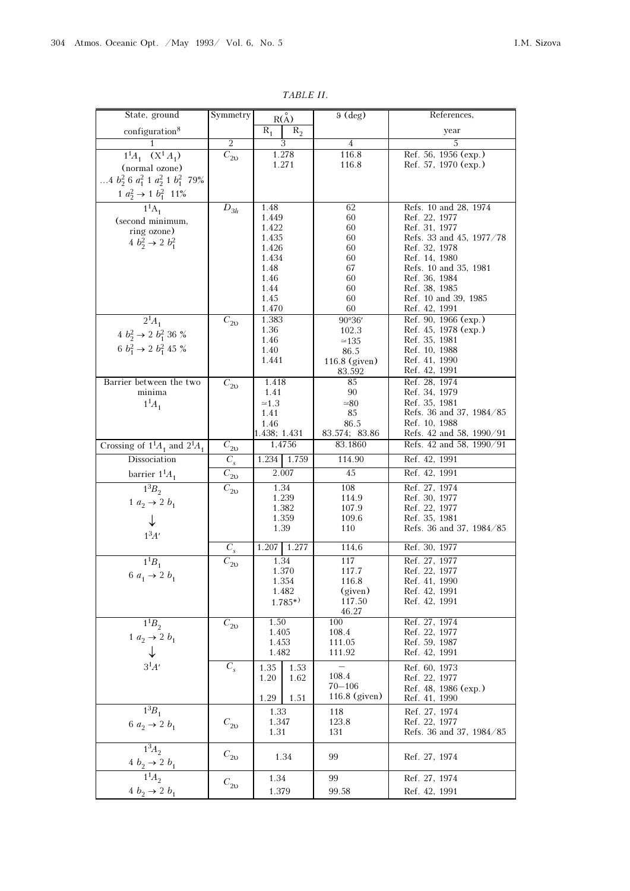*TABLE II.*

| State, ground configuration[8] | Symmetry | R(Å) $R_1$ | R(Å) $R_2$ | $\vartheta$ (deg) | References, year |
|---|---|---|---|---|---|
| 1 | 2 | 3 | | 4 | 5 |
| $1^1A_1$ ($X^1A_1$) (normal ozone) $\ldots 4\ b_2^2\ 6\ a_1^2\ 1\ a_2^2\ 1\ b_1^2$ 79% $1\ a_2^2 \to 1\ b_1^2$ 11% | $C_{2v}$ | 1.278<br>1.271 | | 116.8<br>116.8 | Ref. 56, 1956 (exp.)<br>Ref. 57, 1970 (exp.) |
| $1^1A_1$ (second minimum, ring ozone) $4\ b_2^2 \to 2\ b_1^2$ | $D_{3h}$ | 1.48<br>1.449<br>1.422<br>1.435<br>1.426<br>1.434<br>1.48<br>1.46<br>1.44<br>1.45<br>1.470 | | 62<br>60<br>60<br>60<br>60<br>60<br>67<br>60<br>60<br>60<br>60 | Refs. 10 and 28, 1974<br>Ref. 22, 1977<br>Ref. 31, 1977<br>Refs. 33 and 45, 1977/78<br>Ref. 32, 1978<br>Ref. 14, 1980<br>Refs. 10 and 35, 1981<br>Ref. 36, 1984<br>Ref. 38, 1985<br>Ref. 10 and 39, 1985<br>Ref. 42, 1991 |
| $2^1A_1$ $4\ b_2^2 \to 2\ b_1^2$ 36 % $6\ b_1^2 \to 2\ b_1^2$ 45 % | $C_{2v}$ | 1.383<br>1.36<br>1.46<br>1.40<br>1.441 | | 90°36′<br>102.3<br>≃135<br>86.5<br>116.8 (given)<br>83.592 | Ref. 90, 1966 (exp.)<br>Ref. 45, 1978 (exp.)<br>Ref. 35, 1981<br>Ref. 10, 1988<br>Ref. 41, 1990<br>Ref. 42, 1991 |
| Barrier between the two minima $1^1A_1$ | $C_{2v}$ | 1.418<br>1.41<br>≃1.3<br>1.41<br>1.46<br>1.438; 1.431 | | 85<br>90<br>≃80<br>85<br>86.5<br>83.574; 83.86 | Ref. 28, 1974<br>Ref. 34, 1979<br>Ref. 35, 1981<br>Refs. 36 and 37, 1984/85<br>Ref. 10, 1988<br>Refs. 42 and 58, 1990/91 |
| Crossing of $1^1A_1$ and $2^1A_1$ | $C_{2v}$ | 1,4756 | | 83.1860 | Refs. 42 and 58, 1990/91 |
| Dissociation | $C_s$ | 1.234 | 1.759 | 114.90 | Ref. 42, 1991 |
| barrier $1^1A_1$ | $C_{2v}$ | 2.007 | | 45 | Ref. 42, 1991 |
| $1^3B_2$ $1\ a_2 \to 2\ b_1$ ↓ $1^3A'$ | $C_{2v}$ | 1.34<br>1.239<br>1.382<br>1.359<br>1.39 | | 108<br>114.9<br>107.9<br>109.6<br>110 | Ref. 27, 1974<br>Ref. 30, 1977<br>Ref. 22, 1977<br>Ref. 35, 1981<br>Refs. 36 and 37, 1984/85 |
| | $C_s$ | 1.207 | 1.277 | 114,6 | Ref. 30, 1977 |
| $1^1B_1$ $6\ a_1 \to 2\ b_1$ | $C_{2v}$ | 1.34<br>1.370<br>1.354<br>1.482<br>1.785*) | | 117<br>117.7<br>116.8<br>(given)<br>117.50<br>46.27 | Ref. 27, 1977<br>Ref. 22, 1977<br>Ref. 41, 1990<br>Ref. 42, 1991<br>Ref. 42, 1991 |
| $1^1B_2$ $1\ a_2 \to 2\ b_1$ ↓ | $C_{2v}$ | 1.50<br>1.405<br>1.453<br>1.482 | | 100<br>108.4<br>111.05<br>111.92 | Ref. 27, 1974<br>Ref. 22, 1977<br>Ref. 59, 1987<br>Ref. 42, 1991 |
| $3^1A'$ | $C_s$ | 1.35<br>1.20<br><br>1.29 | 1.53<br>1.62<br><br>1.51 | –<br>108.4<br>70–106<br>116.8 (given) | Ref. 60, 1973<br>Ref. 22, 1977<br>Ref. 48, 1986 (exp.)<br>Ref. 41, 1990 |
| $1^3B_1$ $6\ a_2 \to 2\ b_1$ | $C_{2v}$ | 1.33<br>1.347<br>1.31 | | 118<br>123.8<br>131 | Ref. 27, 1974<br>Ref. 22, 1977<br>Refs. 36 and 37, 1984/85 |
| $1^3A_2$ $4\ b_2 \to 2\ b_1$ | $C_{2v}$ | 1.34 | | 99 | Ref. 27, 1974 |
| $1^1A_2$ $4\ b_2 \to 2\ b_1$ | $C_{2v}$ | 1.34<br>1.379 | | 99<br>99.58 | Ref. 27, 1974<br>Ref. 42, 1991 |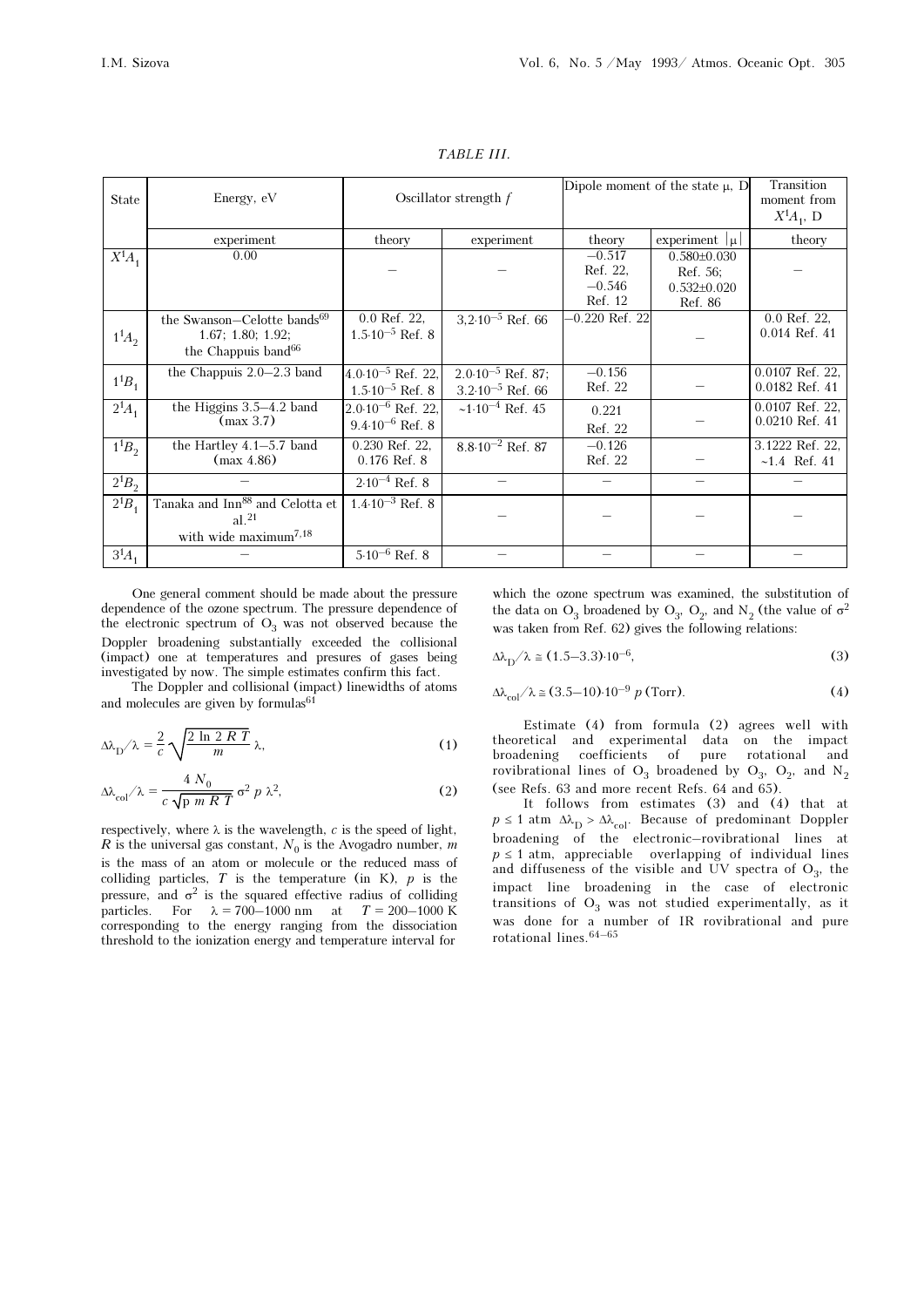*TABLE III.*

| State | Energy, eV | Oscillator strength $f$ | | Dipole moment of the state μ, D | | Transition moment from $X^1A_1$, D |
|---|---|---|---|---|---|---|
| | experiment | theory | experiment | theory | experiment $\|\mu\|$ | theory |
| $X^1A_1$ | 0.00 | – | – | −0.517 Ref. 22, −0.546 Ref. 12 | 0.580±0.030 Ref. 56; 0.532±0.020 Ref. 86 | – |
| $1^1A_2$ | the Swanson–Celotte bands[69] 1.67; 1.80; 1.92; the Chappuis band[66] | 0.0 Ref. 22, $1.5\cdot10^{-5}$ Ref. 8 | $3{,}2\cdot10^{-5}$ Ref. 66 | −0.220 Ref. 22 | – | 0.0 Ref. 22, 0.014 Ref. 41 |
| $1^1B_1$ | the Chappuis 2.0–2.3 band | $4.0\cdot10^{-5}$ Ref. 22, $1.5\cdot10^{-5}$ Ref. 8 | $2.0\cdot10^{-5}$ Ref. 87; $3.2\cdot10^{-5}$ Ref. 66 | −0.156 Ref. 22 | – | 0.0107 Ref. 22, 0.0182 Ref. 41 |
| $2^1A_1$ | the Higgins 3.5–4.2 band (max 3.7) | $2.0\cdot10^{-6}$ Ref. 22, $9.4\cdot10^{-6}$ Ref. 8 | $\sim1\cdot10^{-4}$ Ref. 45 | 0.221 Ref. 22 | – | 0.0107 Ref. 22, 0.0210 Ref. 41 |
| $1^1B_2$ | the Hartley 4.1–5.7 band (max 4.86) | 0.230 Ref. 22, 0.176 Ref. 8 | $8.8\cdot10^{-2}$ Ref. 87 | −0.126 Ref. 22 | – | 3.1222 Ref. 22, ~1.4 Ref. 41 |
| $2^1B_2$ | – | $2\cdot10^{-4}$ Ref. 8 | – | – | – | – |
| $2^1B_1$ | Tanaka and Inn[88] and Celotta et al.[21] with wide maximum[7,18] | $1.4\cdot10^{-3}$ Ref. 8 | – | – | – | – |
| $3^1A_1$ | – | $5\cdot10^{-6}$ Ref. 8 | – | – | – | – |

One general comment should be made about the pressure dependence of the ozone spectrum. The pressure dependence of the electronic spectrum of $O_3$ was not observed because the Doppler broadening substantially exceeded the collisional (impact) one at temperatures and presures of gases being investigated by now. The simple estimates confirm this fact.

The Doppler and collisional (impact) linewidths of atoms and molecules are given by formulas[61]

$$\Delta\lambda_D/\lambda = \frac{2}{c}\sqrt{\frac{2\ \ln\ 2\ R\ T}{m}}\ \lambda, \tag{1}$$

$$\Delta\lambda_{col}/\lambda = \frac{4\ N_0}{c\sqrt{\text{p}\ m\ R\ T}}\ \sigma^2\ p\ \lambda^2, \tag{2}$$

respectively, where λ is the wavelength, $c$ is the speed of light, $R$ is the universal gas constant, $N_0$ is the Avogadro number, $m$ is the mass of an atom or molecule or the reduced mass of colliding particles, $T$ is the temperature (in K), $p$ is the pressure, and $\sigma^2$ is the squared effective radius of colliding particles. For λ = 700–1000 nm at $T$ = 200–1000 K corresponding to the energy ranging from the dissociation threshold to the ionization energy and temperature interval for which the ozone spectrum was examined, the substitution of the data on $O_3$ broadened by $O_3$, $O_2$, and $N_2$ (the value of $\sigma^2$ was taken from Ref. 62) gives the following relations:

$$\Delta\lambda_D/\lambda \cong (1.5\text{–}3.3)\cdot10^{-6}, \tag{3}$$

$$\Delta\lambda_{col}/\lambda \cong (3.5\text{–}10)\cdot10^{-9}\ p\ (\text{Torr}). \tag{4}$$

Estimate (4) from formula (2) agrees well with theoretical and experimental data on the impact broadening coefficients of pure rotational and rovibrational lines of $O_3$ broadened by $O_3$, $O_2$, and $N_2$ (see Refs. 63 and more recent Refs. 64 and 65).

It follows from estimates (3) and (4) that at $p \le 1$ atm $\Delta\lambda_D > \Delta\lambda_{col}$. Because of predominant Doppler broadening of the electronic–rovibrational lines at $p \le 1$ atm, appreciable overlapping of individual lines and diffuseness of the visible and UV spectra of $O_3$, the impact line broadening in the case of electronic transitions of $O_3$ was not studied experimentally, as it was done for a number of IR rovibrational and pure rotational lines.[64–65]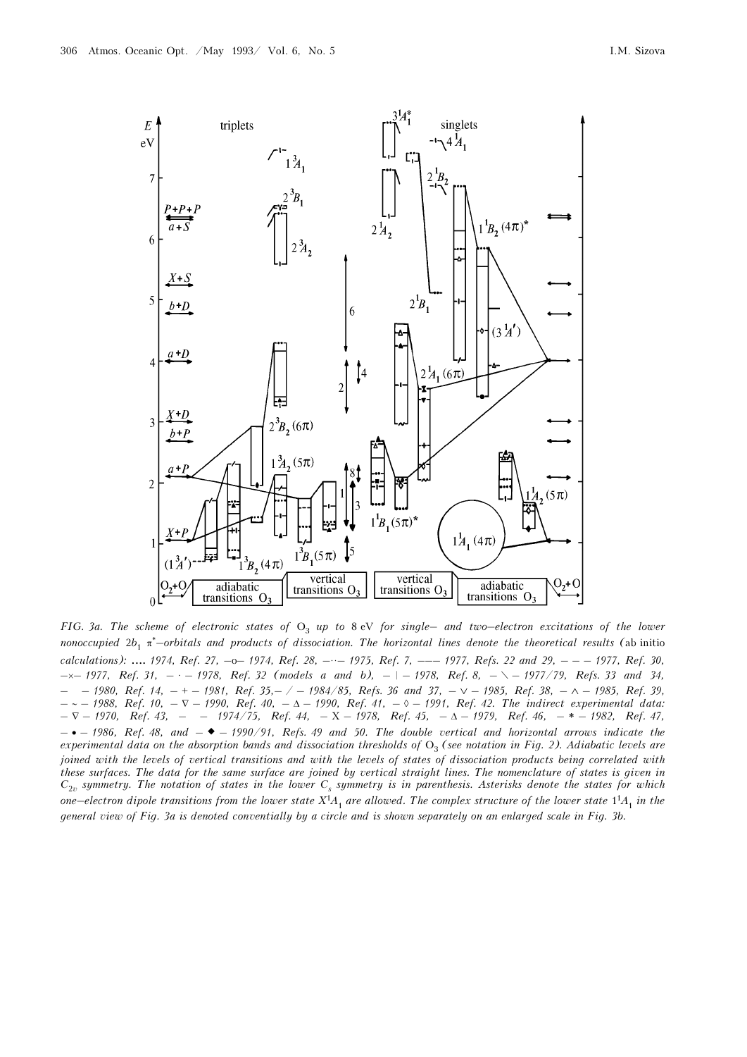*FIG. 3a. The scheme of electronic states of $O_3$ up to 8 eV for single– and two–electron excitations of the lower nonoccupied $2b_1$ $\pi^*$–orbitals and products of dissociation. The horizontal lines denote the theoretical results (ab initio calculations): .... 1974, Ref. 27, –o– 1974, Ref. 28, –··– 1975, Ref. 7, ––– 1977, Refs. 22 and 29, – – – 1977, Ref. 30, –×– 1977, Ref. 31, – · – 1978, Ref. 32 (models a and b), – | – 1978, Ref. 8, – \ – 1977/79, Refs. 33 and 34, – – 1980, Ref. 14, – + – 1981, Ref. 35,– / – 1984/85, Refs. 36 and 37, – ∨ – 1985, Ref. 38, – ∧ – 1985, Ref. 39, – ~ – 1988, Ref. 10, – ∇ – 1990, Ref. 40, – Δ – 1990, Ref. 41, – ◊ – 1991, Ref. 42. The indirect experimental data: – ∇ – 1970, Ref. 43, – – 1974/75, Ref. 44, – X – 1978, Ref. 45, – Δ – 1979, Ref. 46, – \* – 1982, Ref. 47, – • – 1986, Ref. 48, and – ◆ – 1990/91, Refs. 49 and 50. The double vertical and horizontal arrows indicate the experimental data on the absorption bands and dissociation thresholds of $O_3$ (see notation in Fig. 2). Adiabatic levels are joined with the levels of vertical transitions and with the levels of states of dissociation products being correlated with these surfaces. The data for the same surface are joined by vertical straight lines. The nomenclature of states is given in $C_{2v}$ symmetry. The notation of states in the lower $C_s$ symmetry is in parenthesis. Asterisks denote the states for which one–electron dipole transitions from the lower state $X^1A_1$ are allowed. The complex structure of the lower state $1^1A_1$ in the general view of Fig. 3a is denoted conventially by a circle and is shown separately on an enlarged scale in Fig. 3b.*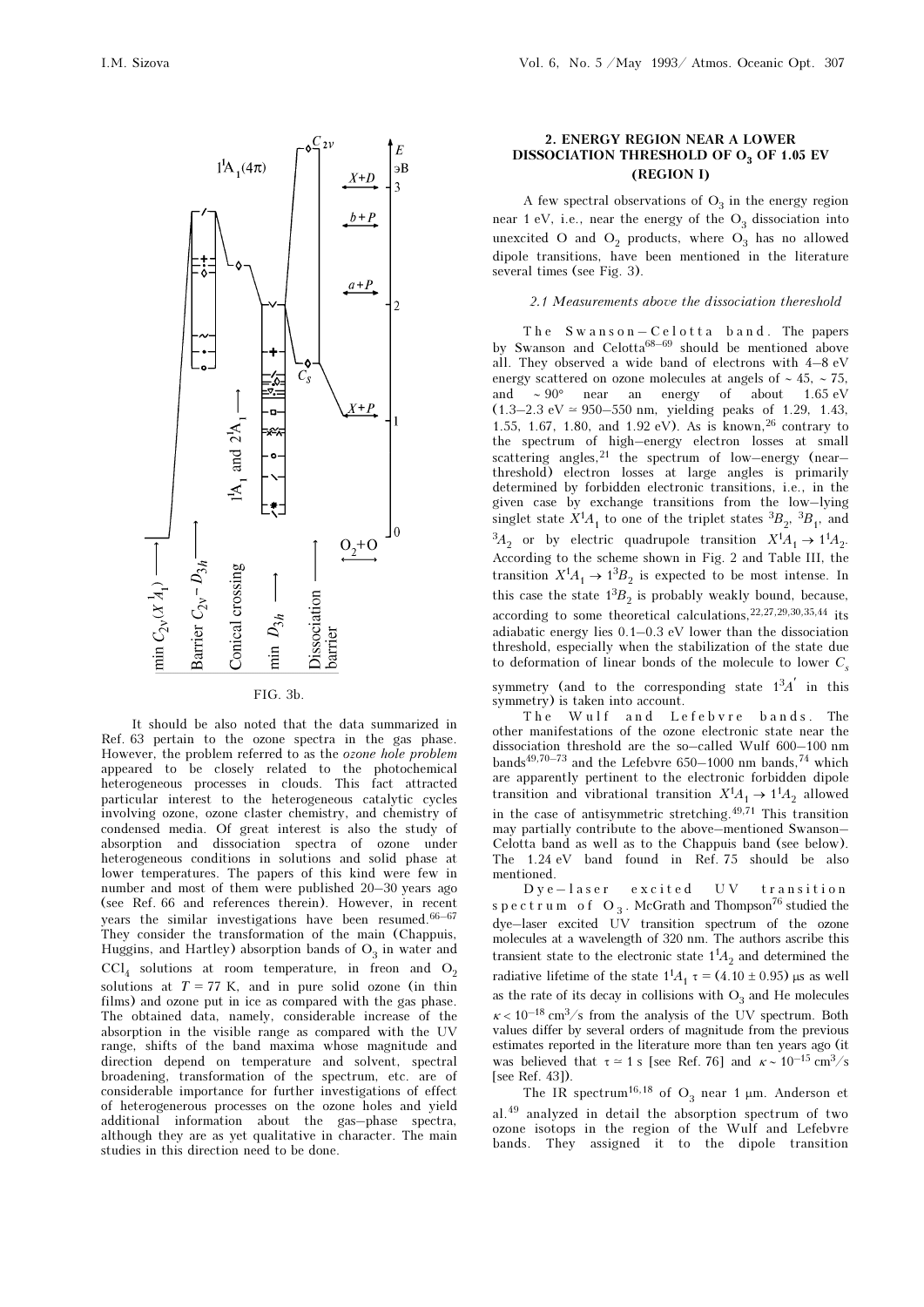FIG. 3b.

It should be also noted that the data summarized in Ref. 63 pertain to the ozone spectra in the gas phase. However, the problem referred to as the *ozone hole problem* appeared to be closely related to the photochemical heterogeneous processes in clouds. This fact attracted particular interest to the heterogeneous catalytic cycles involving ozone, ozone claster chemistry, and chemistry of condensed media. Of great interest is also the study of absorption and dissociation spectra of ozone under heterogeneous conditions in solutions and solid phase at lower temperatures. The papers of this kind were few in number and most of them were published 20–30 years ago (see Ref. 66 and references therein). However, in recent years the similar investigations have been resumed.[66–67] They consider the transformation of the main (Chappuis, Huggins, and Hartley) absorption bands of $O_3$ in water and $CCl_4$ solutions at room temperature, in freon and $O_2$ solutions at $T = 77$ K, and in pure solid ozone (in thin films) and ozone put in ice as compared with the gas phase. The obtained data, namely, considerable increase of the absorption in the visible range as compared with the UV range, shifts of the band maxima whose magnitude and direction depend on temperature and solvent, spectral broadening, transformation of the spectrum, etc. are of considerable importance for further investigations of effect of heterogenerous processes on the ozone holes and yield additional information about the gas–phase spectra, although they are as yet qualitative in character. The main studies in this direction need to be done.

## 2. ENERGY REGION NEAR A LOWER DISSOCIATION THRESHOLD OF $O_3$ OF 1.05 EV (REGION I)

A few spectral observations of $O_3$ in the energy region near 1 eV, i.e., near the energy of the $O_3$ dissociation into unexcited O and $O_2$ products, where $O_3$ has no allowed dipole transitions, have been mentioned in the literature several times (see Fig. 3).

### *2.1 Measurements above the dissociation thereshold*

**The Swanson–Celotta band.** The papers by Swanson and Celotta[68–69] should be mentioned above all. They observed a wide band of electrons with 4–8 eV energy scattered on ozone molecules at angels of ~ 45, ~ 75, and ~ 90° near an energy of about 1.65 eV (1.3–2.3 eV ≃ 950–550 nm, yielding peaks of 1.29, 1.43, 1.55, 1.67, 1.80, and 1.92 eV). As is known,[26] contrary to the spectrum of high–energy electron losses at small scattering angles,[21] the spectrum of low–energy (near–threshold) electron losses at large angles is primarily determined by forbidden electronic transitions, i.e., in the given case by exchange transitions from the low–lying singlet state $X^1A_1$ to one of the triplet states $^3B_2$, $^3B_1$, and $^3A_2$ or by electric quadrupole transition $X^1A_1 \rightarrow 1^1A_2$. According to the scheme shown in Fig. 2 and Table III, the transition $X^1A_1 \rightarrow 1^3B_2$ is expected to be most intense. In this case the state $1^3B_2$ is probably weakly bound, because, according to some theoretical calculations,[22,27,29,30,35,44] its adiabatic energy lies 0.1–0.3 eV lower than the dissociation threshold, especially when the stabilization of the state due to deformation of linear bonds of the molecule to lower $C_s$ symmetry (and to the corresponding state $1^3A'$ in this symmetry) is taken into account.

**The Wulf and Lefebvre bands.** The other manifestations of the ozone electronic state near the dissociation threshold are the so–called Wulf 600–100 nm bands[49,70–73] and the Lefebvre 650–1000 nm bands,[74] which are apparently pertinent to the electronic forbidden dipole transition and vibrational transition $X^1A_1 \rightarrow 1^1A_2$ allowed in the case of antisymmetric stretching.[49,71] This transition may partially contribute to the above–mentioned Swanson–Celotta band as well as to the Chappuis band (see below). The 1.24 eV band found in Ref. 75 should be also mentioned.

**Dye–laser excited UV transition spectrum of $O_3$.** McGrath and Thompson[76] studied the dye–laser excited UV transition spectrum of the ozone molecules at a wavelength of 320 nm. The authors ascribe this transient state to the electronic state $1^1A_2$ and determined the radiative lifetime of the state $1^1A_1$ $\tau = (4.10 \pm 0.95)$ μs as well as the rate of its decay in collisions with $O_3$ and He molecules $\kappa < 10^{-18}$ cm$^3$/s from the analysis of the UV spectrum. Both values differ by several orders of magnitude from the previous estimates reported in the literature more than ten years ago (it was believed that $\tau \simeq 1$ s [see Ref. 76] and $\kappa \sim 10^{-15}$ cm$^3$/s [see Ref. 43]).

The IR spectrum[16,18] of $O_3$ near 1 μm. Anderson et al.[49] analyzed in detail the absorption spectrum of two ozone isotops in the region of the Wulf and Lefebvre bands. They assigned it to the dipole transition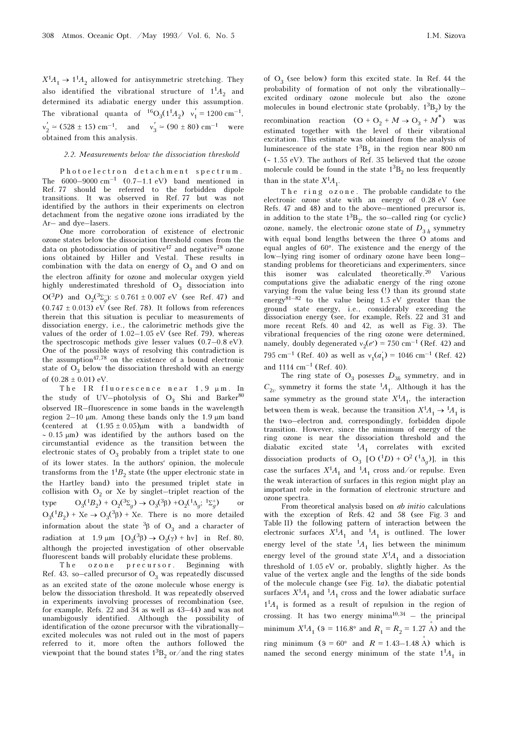$X^1A_1 \rightarrow 1^1A_2$ allowed for antisymmetric stretching. They also identified the vibrational structure of $1^1A_2$ and determined its adiabatic energy under this assumption. The vibrational quanta of $^{16}O_3(1^1A_2)$ $\nu_1' = 1200$ cm$^{-1}$, $\nu_2' \simeq (528 \pm 15)$ cm$^{-1}$, and $\nu_3' \simeq (90 \pm 80)$ cm$^{-1}$ were obtained from this analysis.

### *2.2. Measurements below the dissociation threshold*

Photoelectron detachment spectrum. The 6000–9000 cm$^{-1}$ (0.7–1.1 eV) band mentioned in Ref. 77 should be referred to the forbidden dipole transitions. It was observed in Ref. 77 but was not identified by the authors in their experiments on electron detachment from the negative ozone ions irradiated by the Ar– and dye–lasers.

One more corroboration of existence of electronic ozone states below the dissociation threshold comes from the data on photodissociation of positive[47] and negative[78] ozone ions obtained by Hiller and Vestal. These results in combination with the data on energy of $O_3$ and O and on the electron affinity for ozone and molecular oxygen yield highly underestimated threshold of $O_3$ dissociation into $O(^3P)$ and $O_2(^3\Sigma_g^-)$: $\leq 0.761 \pm 0.007$ eV (see Ref. 47) and $(0.747 \pm 0.013)$ eV (see Ref. 78). It follows from references therein that this situation is peculiar to measurements of dissociation energy, i.e., the calorimetric methods give the values of the order of 1.02–1.05 eV (see Ref. 79), whereas the spectroscopic methods give lesser values (0.7–0.8 eV). One of the possible ways of resolving this contradiction is the assumption[47,78] on the existence of a bound electronic state of $O_3$ below the dissociation threshold with an energy of $(0.28 \pm 0.01)$ eV.

The IR fluorescence near 1,9 µm. In the study of UV–photolysis of $O_3$ Shi and Barker[80] observed IR–fluorescence in some bands in the wavelength region 2–10 µm. Among these bands only the 1.9 µm band (centered at $(1.95 \pm 0.05)$µm with a bandwidth of $\sim 0.15$ µm) was identified by the authors based on the circumstantial evidence as the transition between the electronic states of $O_3$ probably from a triplet state to one of its lower states. In the authors' opinion, the molecule transforms from the $1^1B_2$ state (the upper electronic state in the Hartley band) into the presumed triplet state in collision with $O_2$ or Xe by singlet–triplet reaction of the type $O_3(^1B_2) + O_2(^3\Sigma_g^-) \rightarrow O_3(^3\beta) + O_2(^1\Delta_g; {}^1\Sigma_g^+)$ or $O_3(^1B_2) + Xe \rightarrow O_3(^3\beta) + Xe$. There is no more detailed information about the state $^3\beta$ of $O_3$ and a character of radiation at 1.9 µm $[O_3(^3\beta) \rightarrow O_3(\gamma) + h\nu]$ in Ref. 80, although the projected investigation of other observable fluorescent bands will probably elucidate these problems.

The ozone precursor. Beginning with Ref. 43, so–called precursor of $O_3$ was repeatedly discussed as an excited state of the ozone molecule whose energy is below the dissociation threshold. It was repeatedly observed in experiments involving processes of recombination (see, for example, Refs. 22 and 34 as well as 43–44) and was not unambigously identified. Although the possibility of identification of the ozone precursor with the vibrationally–excited molecules was not ruled out in the most of papers referred to it, more often the authors followed the viewpoint that the bound states $1^3B_2$ or/and the ring states of $O_3$ (see below) form this excited state. In Ref. 44 the probability of formation of not only the vibrationally–excited ordinary ozone molecule but also the ozone molecules in bound electronic state (probably, $1^3B_2$) by the recombination reaction $(O + O_2 + M \rightarrow O_3 + M^*)$ was estimated together with the level of their vibrational excitation. This estimate was obtained from the analysis of luminescence of the state $1^3B_2$ in the region near 800 nm ($\sim 1.55$ eV). The authors of Ref. 35 believed that the ozone molecule could be found in the state $1^3B_2$ no less frequently than in the state $X^1A_1$.

The ring ozone. The probable candidate to the electronic ozone state with an energy of 0.28 eV (see Refs. 47 and 48) and to the above–mentioned precursor is, in addition to the state $1^3B_2$, the so–called ring (or cyclic) ozone, namely, the electronic ozone state of $D_{3h}$ symmetry with equal bond lengths between the three O atoms and equal angles of 60°. The existence and the energy of the low–lying ring isomer of ordinary ozone have been long–standing problems for theoreticians and experimenters, since this isomer was calculated theoretically.[20] Various computations give the adiabatic energy of the ring ozone varying from the value being less (!) than its ground state energy[81–82] to the value being 1.5 eV greater than the ground state energy, i.e., considerably exceeding the dissociation energy (see, for example, Refs. 22 and 31 and more recent Refs. 40 and 42, as well as Fig. 3). The vibrational frequencies of the ring ozone were determined, namely, doubly degenerated $\nu_2(e') = 750$ cm$^{-1}$ (Ref. 42) and 795 cm$^{-1}$ (Ref. 40) as well as $\nu_1(a_1') = 1046$ cm$^{-1}$ (Ref. 42) and 1114 cm$^{-1}$ (Ref. 40).

The ring state of $O_3$ posesses $D_{3h}$ symmetry, and in $C_{2v}$ symmetry it forms the state $^1A_1$. Although it has the same symmetry as the ground state $X^1A_1$, the interaction between them is weak, because the transition $X^1A_1 \rightarrow {}^1A_1$ is the two–electron and, correspondingly, forbidden dipole transition. However, since the minimum of energy of the ring ozone is near the dissociation threshold and the diabatic excited state $^1A_1$ correlates with excited dissociation products of $O_3$ $[O(^1D) + O^2(^1\Delta_g)]$, in this case the surfaces $X^1A_1$ and $^1A_1$ cross and/or repulse. Even the weak interaction of surfaces in this region might play an important role in the formation of electronic structure and ozone spectra.

From theoretical analysis based on *ab initio* calculations with the exception of Refs. 42 and 58 (see Fig. 3 and Table II) the following pattern of interaction between the electronic surfaces $X^1A_1$ and $^1A_1$ is outlined. The lower energy level of the state $^1A_1$ lies between the minimum energy level of the ground state $X^1A_1$ and a dissociation threshold of 1.05 eV or, probably, slightly higher. As the value of the vertex angle and the lengths of the side bonds of the molecule change (see Fig. 1*a*), the diabatic potential surfaces $X^1A_1$ and $^1A_1$ cross and the lower adiabatic surface $1^1A_1$ is formed as a result of repulsion in the region of crossing. It has two energy minima[10,34] – the principal minimum $X^1A_1$ ($\vartheta = 116.8°$ and $R_1 = R_2 = 1.27$ Å) and the ring minimum ($\vartheta = 60°$ and $R = 1.43$–$1.48$ Å) which is named the second energy minimum of the state $1^1A_1$ in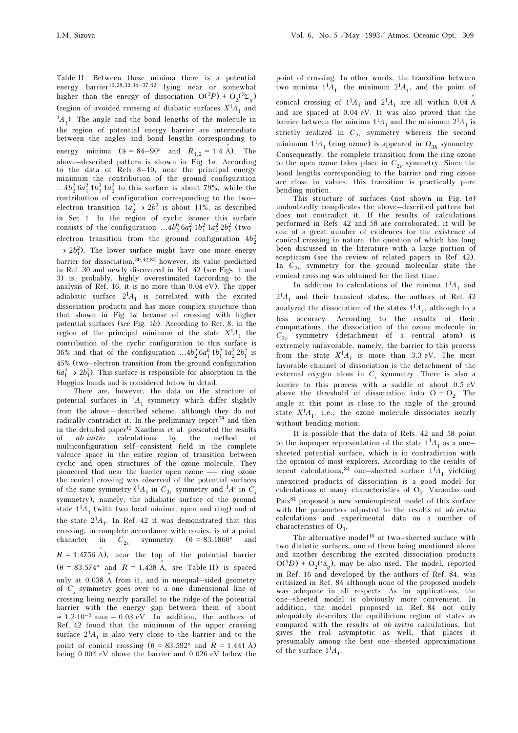Table II. Between these minima there is a potential energy barrier[10,28,32,34–37,42] lying near or somewhat higher than the energy of dissociation $O(^3P) + O_2(^3\Sigma_g^-)$ (region of avoided crossing of diabatic surfaces $X^1A_1$ and $^1A_1$). The angle and the bond lengths of the molecule in the region of potential energy barrier are intermediate between the angles and bond lengths corresponding to energy minima ($\vartheta \simeq 84$–$90°$ and $R_{1,2} \simeq 1.4$ Å). The above–described pattern is shown in Fig. 1*a*. According to the data of Refs. 8–10, near the principal energy minimum the contribution of the ground configuration $...4b_2^2\,6a_1^2\,1b_1^2\,1a_2^2$ to this surface is about 79%, while the contribution of configuration corresponding to the two–electron transition $1a_2^2 \to 2b_1^2$ is about 11%, as described in Sec. 1. In the region of cyclic isomer this surface consists of the configuration $...4b_2^0\,6a_1^2\,1b_1^2\,1a_2^2\,2b_1^2$ (two–electron transition from the ground configuration $4b_2^2 \to 2b_1^2$). The lower surface might have one more energy barrier for dissociation,[30,42,83] however, its value predictied in Ref. 30 and newly discovered in Ref. 42 (see Figs. 1 and 3) is, probably, highly overestimated (according to the analysis of Ref. 16, it is no more than 0.04 eV). The upper adiabatic surface $2^1A_1$ is correlated with the excited dissociation products and has more complex structure than that shown in Fig. 1*a* because of crossing with higher potential surfaces (see Fig. 1*b*). According to Ref. 8, in the region of the principal minimum of the state $X^1A_1$ the contribution of the cyclic configuration to this surface is 36% and that of the configuration $...4b_2^2\,6a_1^0\,1b_1^2\,1a_2^2\,2b_1^2$ is 45% (two–electron transition from the ground configuration $6a_1^2 \to 2b_1^2$). This surface is responsible for absorption in the Huggins bands and is considered below in detail.

There are, however, the data on the structure of potential surfaces in $^1A_1$ symmetry which differ slightly from the above–described scheme, although they do not radically contradict it. In the preliminary report[58] and then in the detailed paper[42] Xantheas et al. presented the results of *ab initio* calculations by the method of multiconfiguration self–consistent field in the complete valence space in the entire region of transition between cyclic and open structures of the ozone molecule. They pioneered that near the barrier open ozone –– ring ozone the conical crossing was observed of the potential surfaces of the same symmetry ($^1A_1$ in $C_{2v}$ symmetry and $^1A'$ in $C_s$ symmetry), namely, the adiabatic surface of the ground state $1^1A_1$ (with two local minima, open and ring) and of the state $2^1A_1$. In Ref. 42 it was demonstrated that this crossing, in complete accordance with conics, is of a point character in $C_{2v}$ symmetry ($\theta = 83.1860°$ and $R = 1.4756$ Å), near the top of the potential barrier ($\theta = 83.574°$ and $R = 1.438$ Å, see Table II) is spaced only at 0.038 Å from it, and in unequal–sided geometry of $C_s$ symmetry goes over to a one–dimensional line of crossing being nearly parallel to the ridge of the potential barrier with the energy gap between them of about $\simeq 1.2\cdot10^{-3}$ amu = 0.03 eV. In addition, the authors of Ref. 42 found that the minimum of the upper crossing surface $2^1A_1$ is also very close to the barrier and to the point of conical crossing ($\theta = 83.592°$ and $R = 1.441$ Å) being 0.004 eV above the barrier and 0.026 eV below the point of crossing. In other words, the transition between two minima $1^1A_1$, the minimum $2^1A_1$, and the point of conical crossing of $1^1A_1$ and $2^1A_1$ are all within 0.04 Å and are spaced at 0.04 eV. It was also proved that the barrier between the minima $1^1A_1$ and the minimum $2^1A_1$ is strictly realized in $C_{2v}$ symmetry whereas the second minimum $1^1A_1$ (ring ozone) is appeared in $D_{3h}$ symmetry. Consequently, the complete transition from the ring ozone to the open ozone takes place in $C_{2v}$ symmetry. Since the bond lengths corresponding to the barrier and ring ozone are close in values, this transition is practically pure bending motion.

This structure of surfaces (not shown in Fig. 1*a*) undoubtedly complicates the above–described pattern but does not contradict it. If the results of calculations performed in Refs. 42 and 58 are corroborated, it will be one of a great number of evidences for the existence of conical crossing in nature, the question of which has long been discussed in the literature with a large portion of scepticism (see the review of related papers in Ref. 42). In $C_{2v}$ symmetry for the ground molecular state the conical crossing was obtained for the first time.

In addition to calculations of the minima $1^1A_1$ and $2^1A_1$ and their transient states, the authors of Ref. 42 analyzed the dissociation of the states $1^1A_1$, although to a less accuracy. According to the results of their computations, the dissociation of the ozone molecule in $C_{2v}$ symmetry (detachment of a central atom) is extremely unfavorable, namely, the barrier to this process from the state $X^1A_1$ is more than 3.3 eV. The most favorable channel of dissociation is the detachment of the external oxygen atom in $C_s$ symmetry. There is also a barrier to this process with a saddle of about 0.5 eV above the threshold of dissociation into $O + O_2$. The angle at this point is close to the angle of the ground state $X^1A_1$, i.e., the ozone molecule dissociates nearly without bending motion.

It is possible that the data of Refs. 42 and 58 point to the improper representation of the state $1^1A_1$ as a one–sheeted potential surface, which is in contradiction with the opinion of most explorers. According to the results of recent calculations,[84] one–sheeted surface $1^1A_1$ yielding unexcited products of dissociation is a good model for calculations of many characteristics of $O_3$. Varandas and Pais[84] proposed a new semiempirical model of this surface with the parameters adjusted to the results of *ab initio* calculations and experimental data on a number of characteristics of $O_3$.

The alternative model[16] of two–sheeted surface with two diabatic surfaces, one of them being mentioned above and another describing the excited dissociation products $O(^1D) + O_2(^1\Delta_g)$, may be also used. The model, reported in Ref. 16 and developed by the authors of Ref. 84, was critisized in Ref. 84 although none of the proposed models was adequate in all respects. As for applications, the one–sheeted model is obviously more convenient. In addition, the model proposed in Ref. 84 not only adequately describes the equilibrium region of states as compared with the results of *ab initio* calculations, but gives the real asymptotic as well, that places it presumably among the best one–sheeted approximations of the surface $1^1A_1$.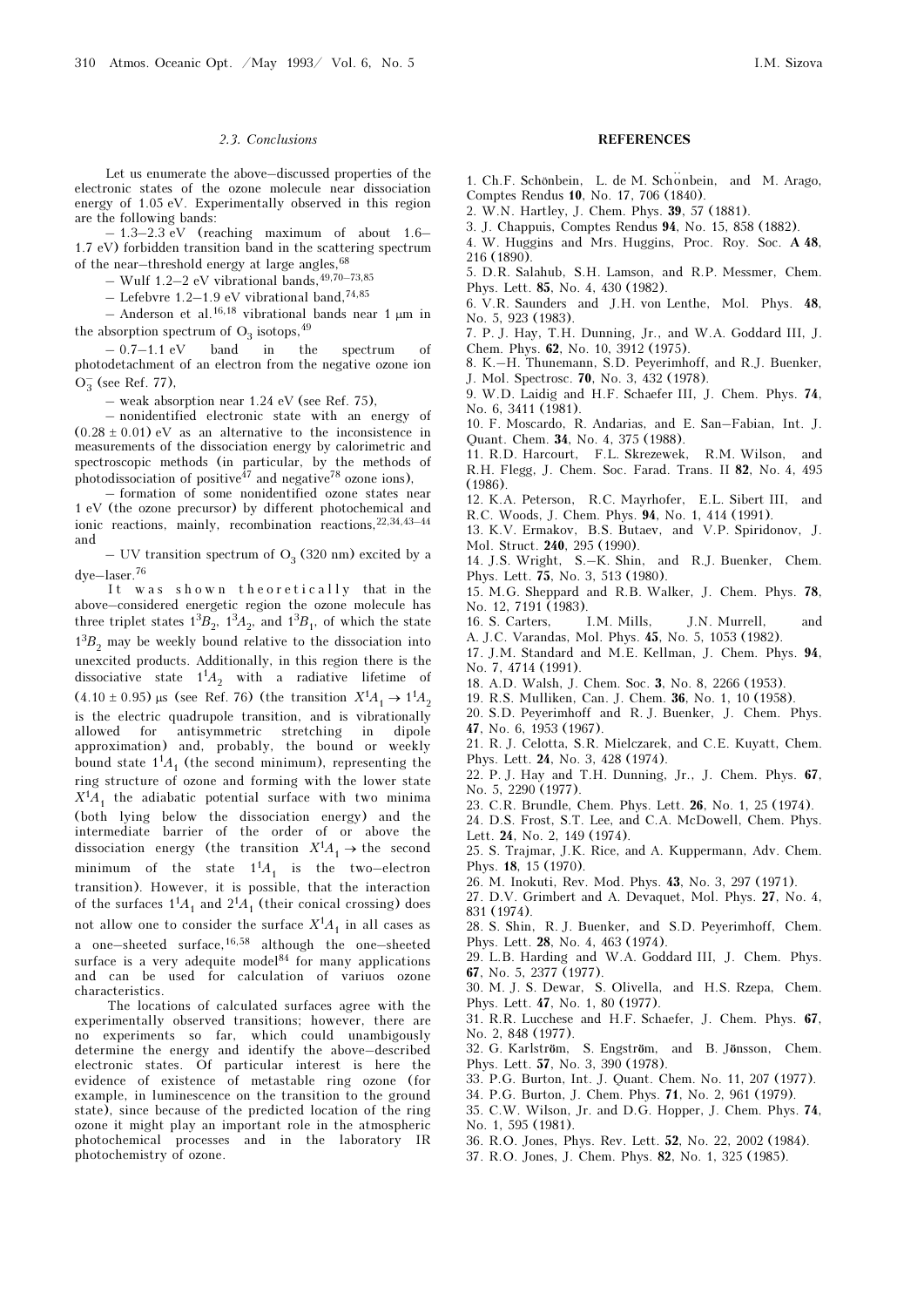### 2.3. Conclusions

Let us enumerate the above–discussed properties of the electronic states of the ozone molecule near dissociation energy of 1.05 eV. Experimentally observed in this region are the following bands:

– 1.3–2.3 eV (reaching maximum of about 1.6–1.7 eV) forbidden transition band in the scattering spectrum of the near–threshold energy at large angles,[68]

– Wulf 1.2–2 eV vibrational bands,[49,70–73,85]

– Lefebvre 1.2–1.9 eV vibrational band,[74,85]

– Anderson et al.[16,18] vibrational bands near 1 μm in the absorption spectrum of $O_3$ isotops,[49]

– 0.7–1.1 eV band in the spectrum of photodetachment of an electron from the negative ozone ion $O_3^-$ (see Ref. 77),

– weak absorption near 1.24 eV (see Ref. 75),

– nonidentified electronic state with an energy of $(0.28 \pm 0.01)$ eV as an alternative to the inconsistence in measurements of the dissociation energy by calorimetric and spectroscopic methods (in particular, by the methods of photodissociation of positive[47] and negative[78] ozone ions),

– formation of some nonidentified ozone states near 1 eV (the ozone precursor) by different photochemical and ionic reactions, mainly, recombination reactions,[22,34,43–44] and

– UV transition spectrum of $O_3$ (320 nm) excited by a dye–laser.[76]

It was shown theoretically that in the above–considered energetic region the ozone molecule has three triplet states $1^3B_2$, $1^3A_2$, and $1^3B_1$, of which the state $1^3B_2$ may be weekly bound relative to the dissociation into unexcited products. Additionally, in this region there is the dissociative state $1^1A_2$ with a radiative lifetime of $(4.10 \pm 0.95)$ μs (see Ref. 76) (the transition $X^1A_1 \rightarrow 1^1A_2$ is the electric quadrupole transition, and is vibrationally allowed for antisymmetric stretching in dipole approximation) and, probably, the bound or weekly bound state $1^1A_1$ (the second minimum), representing the ring structure of ozone and forming with the lower state $X^1A_1$ the adiabatic potential surface with two minima (both lying below the dissociation energy) and the intermediate barrier of the order of or above the dissociation energy (the transition $X^1A_1 \rightarrow$ the second minimum of the state $1^1A_1$ is the two–electron transition). However, it is possible, that the interaction of the surfaces $1^1A_1$ and $2^1A_1$ (their conical crossing) does not allow one to consider the surface $X^1A_1$ in all cases as a one–sheeted surface,[16,58] although the one–sheeted surface is a very adequite model[84] for many applications and can be used for calculation of variuos ozone characteristics.

The locations of calculated surfaces agree with the experimentally observed transitions; however, there are no experiments so far, which could unambigously determine the energy and identify the above–described electronic states. Of particular interest is here the evidence of existence of metastable ring ozone (for example, in luminescence on the transition to the ground state), since because of the predicted location of the ring ozone it might play an important role in the atmospheric photochemical processes and in the laboratory IR photochemistry of ozone.

## REFERENCES

1. Ch.F. Schönbein, L. de M. Schönbein, and M. Arago, Comptes Rendus **10**, No. 17, 706 (1840).
2. W.N. Hartley, J. Chem. Phys. **39**, 57 (1881).
3. J. Chappuis, Comptes Rendus **94**, No. 15, 858 (1882).
4. W. Huggins and Mrs. Huggins, Proc. Roy. Soc. **A 48**, 216 (1890).
5. D.R. Salahub, S.H. Lamson, and R.P. Messmer, Chem. Phys. Lett. **85**, No. 4, 430 (1982).
6. V.R. Saunders and J.H. von Lenthe, Mol. Phys. **48**, No. 5, 923 (1983).
7. P. J. Hay, T.H. Dunning, Jr., and W.A. Goddard III, J. Chem. Phys. **62**, No. 10, 3912 (1975).
8. K.–H. Thunemann, S.D. Peyerimhoff, and R.J. Buenker, J. Mol. Spectrosc. **70**, No. 3, 432 (1978).
9. W.D. Laidig and H.F. Schaefer III, J. Chem. Phys. **74**, No. 6, 3411 (1981).
10. F. Moscardo, R. Andarias, and E. San–Fabian, Int. J. Quant. Chem. **34**, No. 4, 375 (1988).
11. R.D. Harcourt, F.L. Skrezewek, R.M. Wilson, and R.H. Flegg, J. Chem. Soc. Farad. Trans. II **82**, No. 4, 495 (1986).
12. K.A. Peterson, R.C. Mayrhofer, E.L. Sibert III, and R.C. Woods, J. Chem. Phys. **94**, No. 1, 414 (1991).
13. K.V. Ermakov, B.S. Butaev, and V.P. Spiridonov, J. Mol. Struct. **240**, 295 (1990).
14. J.S. Wright, S.–K. Shin, and R.J. Buenker, Chem. Phys. Lett. **75**, No. 3, 513 (1980).
15. M.G. Sheppard and R.B. Walker, J. Chem. Phys. **78**, No. 12, 7191 (1983).
16. S. Carters, I.M. Mills, J.N. Murrell, and A. J.C. Varandas, Mol. Phys. **45**, No. 5, 1053 (1982).
17. J.M. Standard and M.E. Kellman, J. Chem. Phys. **94**, No. 7, 4714 (1991).
18. A.D. Walsh, J. Chem. Soc. **3**, No. 8, 2266 (1953).
19. R.S. Mulliken, Can. J. Chem. **36**, No. 1, 10 (1958).
20. S.D. Peyerimhoff and R. J. Buenker, J. Chem. Phys. **47**, No. 6, 1953 (1967).
21. R. J. Celotta, S.R. Mielczarek, and C.E. Kuyatt, Chem. Phys. Lett. **24**, No. 3, 428 (1974).
22. P. J. Hay and T.H. Dunning, Jr., J. Chem. Phys. **67**, No. 5, 2290 (1977).
23. C.R. Brundle, Chem. Phys. Lett. **26**, No. 1, 25 (1974).
24. D.S. Frost, S.T. Lee, and C.A. McDowell, Chem. Phys. Lett. **24**, No. 2, 149 (1974).
25. S. Trajmar, J.K. Rice, and A. Kuppermann, Adv. Chem. Phys. **18**, 15 (1970).
26. M. Inokuti, Rev. Mod. Phys. **43**, No. 3, 297 (1971).
27. D.V. Grimbert and A. Devaquet, Mol. Phys. **27**, No. 4, 831 (1974).
28. S. Shin, R. J. Buenker, and S.D. Peyerimhoff, Chem. Phys. Lett. **28**, No. 4, 463 (1974).
29. L.B. Harding and W.A. Goddard III, J. Chem. Phys. **67**, No. 5, 2377 (1977).
30. M. J. S. Dewar, S. Olivella, and H.S. Rzepa, Chem. Phys. Lett. **47**, No. 1, 80 (1977).
31. R.R. Lucchese and H.F. Schaefer, J. Chem. Phys. **67**, No. 2, 848 (1977).
32. G. Karlström, S. Engström, and B. Jönsson, Chem. Phys. Lett. **57**, No. 3, 390 (1978).
33. P.G. Burton, Int. J. Quant. Chem. No. 11, 207 (1977).
34. P.G. Burton, J. Chem. Phys. **71**, No. 2, 961 (1979).
35. C.W. Wilson, Jr. and D.G. Hopper, J. Chem. Phys. **74**, No. 1, 595 (1981).
36. R.O. Jones, Phys. Rev. Lett. **52**, No. 22, 2002 (1984).
37. R.O. Jones, J. Chem. Phys. **82**, No. 1, 325 (1985).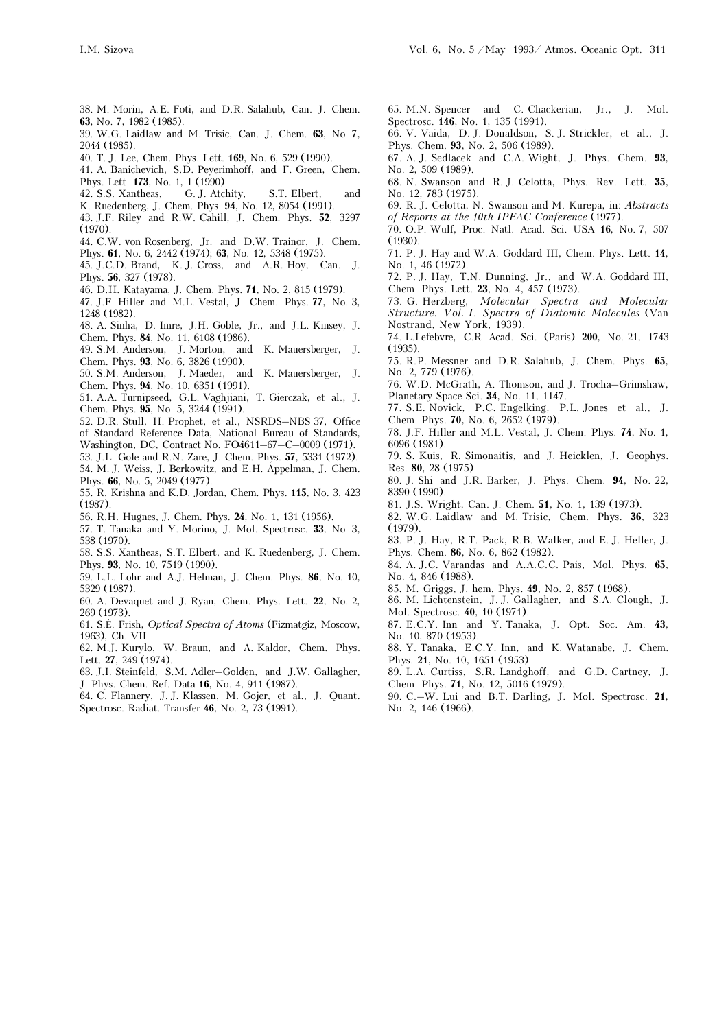38. M. Morin, A.E. Foti, and D.R. Salahub, Can. J. Chem. **63**, No. 7, 1982 (1985).

39. W.G. Laidlaw and M. Trisic, Can. J. Chem. **63**, No. 7, 2044 (1985).

40. T. J. Lee, Chem. Phys. Lett. **169**, No. 6, 529 (1990).

41. A. Banichevich, S.D. Peyerimhoff, and F. Green, Chem. Phys. Lett. **173**, No. 1, 1 (1990).

42. S.S. Xantheas, G. J. Atchity, S.T. Elbert, and K. Ruedenberg, J. Chem. Phys. **94**, No. 12, 8054 (1991).

43. J.F. Riley and R.W. Cahill, J. Chem. Phys. **52**, 3297 (1970).

44. C.W. von Rosenberg, Jr. and D.W. Trainor, J. Chem. Phys. **61**, No. 6, 2442 (1974); **63**, No. 12, 5348 (1975).

45. J.C.D. Brand, K. J. Cross, and A.R. Hoy, Can. J. Phys. **56**, 327 (1978).

46. D.H. Katayama, J. Chem. Phys. **71**, No. 2, 815 (1979).

47. J.F. Hiller and M.L. Vestal, J. Chem. Phys. **77**, No. 3, 1248 (1982).

48. A. Sinha, D. Imre, J.H. Goble, Jr., and J.L. Kinsey, J. Chem. Phys. **84**, No. 11, 6108 (1986).

49. S.M. Anderson, J. Morton, and K. Mauersberger, J. Chem. Phys. **93**, No. 6, 3826 (1990).

50. S.M. Anderson, J. Maeder, and K. Mauersberger, J. Chem. Phys. **94**, No. 10, 6351 (1991).

51. A.A. Turnipseed, G.L. Vaghjiani, T. Gierczak, et al., J. Chem. Phys. **95**, No. 5, 3244 (1991).

52. D.R. Stull, H. Prophet, et al., NSRDS–NBS 37, Office of Standard Reference Data, National Bureau of Standards, Washington, DC, Contract No. FO4611–67–C–0009 (1971).

53. J.L. Gole and R.N. Zare, J. Chem. Phys. **57**, 5331 (1972).

54. M. J. Weiss, J. Berkowitz, and E.H. Appelman, J. Chem. Phys. **66**, No. 5, 2049 (1977).

55. R. Krishna and K.D. Jordan, Chem. Phys. **115**, No. 3, 423 (1987).

56. R.H. Hugnes, J. Chem. Phys. **24**, No. 1, 131 (1956).

57. T. Tanaka and Y. Morino, J. Mol. Spectrosc. **33**, No. 3, 538 (1970).

58. S.S. Xantheas, S.T. Elbert, and K. Ruedenberg, J. Chem. Phys. **93**, No. 10, 7519 (1990).

59. L.L. Lohr and A.J. Helman, J. Chem. Phys. **86**, No. 10, 5329 (1987).

60. A. Devaquet and J. Ryan, Chem. Phys. Lett. **22**, No. 2, 269 (1973).

61. S.É. Frish, *Optical Spectra of Atoms* (Fizmatgiz, Moscow, 1963), Ch. VII.

62. M.J. Kurylo, W. Braun, and A. Kaldor, Chem. Phys. Lett. **27**, 249 (1974).

63. J.I. Steinfeld, S.M. Adler–Golden, and J.W. Gallagher, J. Phys. Chem. Ref. Data **16**, No. 4, 911 (1987).

64. C. Flannery, J. J. Klassen, M. Gojer, et al., J. Quant. Spectrosc. Radiat. Transfer **46**, No. 2, 73 (1991).

65. M.N. Spencer and C. Chackerian, Jr., J. Mol. Spectrosc. **146**, No. 1, 135 (1991).

66. V. Vaida, D. J. Donaldson, S. J. Strickler, et al., J. Phys. Chem. **93**, No. 2, 506 (1989).

67. A. J. Sedlacek and C.A. Wight, J. Phys. Chem. **93**, No. 2, 509 (1989).

68. N. Swanson and R. J. Celotta, Phys. Rev. Lett. **35**, No. 12, 783 (1975).

69. R. J. Celotta, N. Swanson and M. Kurepa, in: *Abstracts of Reports at the 10th IPEAC Conference* (1977).

70. O.P. Wulf, Proc. Natl. Acad. Sci. USA **16**, No. 7, 507 (1930).

71. P. J. Hay and W.A. Goddard III, Chem. Phys. Lett. **14**, No. 1, 46 (1972).

72. P. J. Hay, T.N. Dunning, Jr., and W.A. Goddard III, Chem. Phys. Lett. **23**, No. 4, 457 (1973).

73. G. Herzberg, *Molecular Spectra and Molecular Structure. Vol. I. Spectra of Diatomic Molecules* (Van Nostrand, New York, 1939).

74. L.Lefebvre, C.R Acad. Sci. (Paris) **200**, No. 21, 1743 (1935).

75. R.P. Messner and D.R. Salahub, J. Chem. Phys. **65**, No. 2, 779 (1976).

76. W.D. McGrath, A. Thomson, and J. Trocha–Grimshaw, Planetary Space Sci. **34**, No. 11, 1147.

77. S.E. Novick, P.C. Engelking, P.L. Jones et al., J. Chem. Phys. **70**, No. 6, 2652 (1979).

78. J.F. Hiller and M.L. Vestal, J. Chem. Phys. **74**, No. 1, 6096 (1981).

79. S. Kuis, R. Simonaitis, and J. Heicklen, J. Geophys. Res. **80**, 28 (1975).

80. J. Shi and J.R. Barker, J. Phys. Chem. **94**, No. 22, 8390 (1990).

81. J.S. Wright, Can. J. Chem. **51**, No. 1, 139 (1973).

82. W.G. Laidlaw and M. Trisic, Chem. Phys. **36**, 323 (1979).

83. P. J. Hay, R.T. Pack, R.B. Walker, and E. J. Heller, J. Phys. Chem. **86**, No. 6, 862 (1982).

84. A. J.C. Varandas and A.A.C.C. Pais, Mol. Phys. **65**, No. 4, 846 (1988).

85. M. Griggs, J. hem. Phys. **49**, No. 2, 857 (1968).

86. M. Lichtenstein, J. J. Gallagher, and S.A. Clough, J. Mol. Spectrosc. **40**, 10 (1971).

87. E.C.Y. Inn and Y. Tanaka, J. Opt. Soc. Am. **43**, No. 10, 870 (1953).

88. Y. Tanaka, E.C.Y. Inn, and K. Watanabe, J. Chem. Phys. **21**, No. 10, 1651 (1953).

89. L.A. Curtiss, S.R. Landghoff, and G.D. Cartney, J. Chem. Phys. **71**, No. 12, 5016 (1979).

90. C.–W. Lui and B.T. Darling, J. Mol. Spectrosc. **21**, No. 2, 146 (1966).